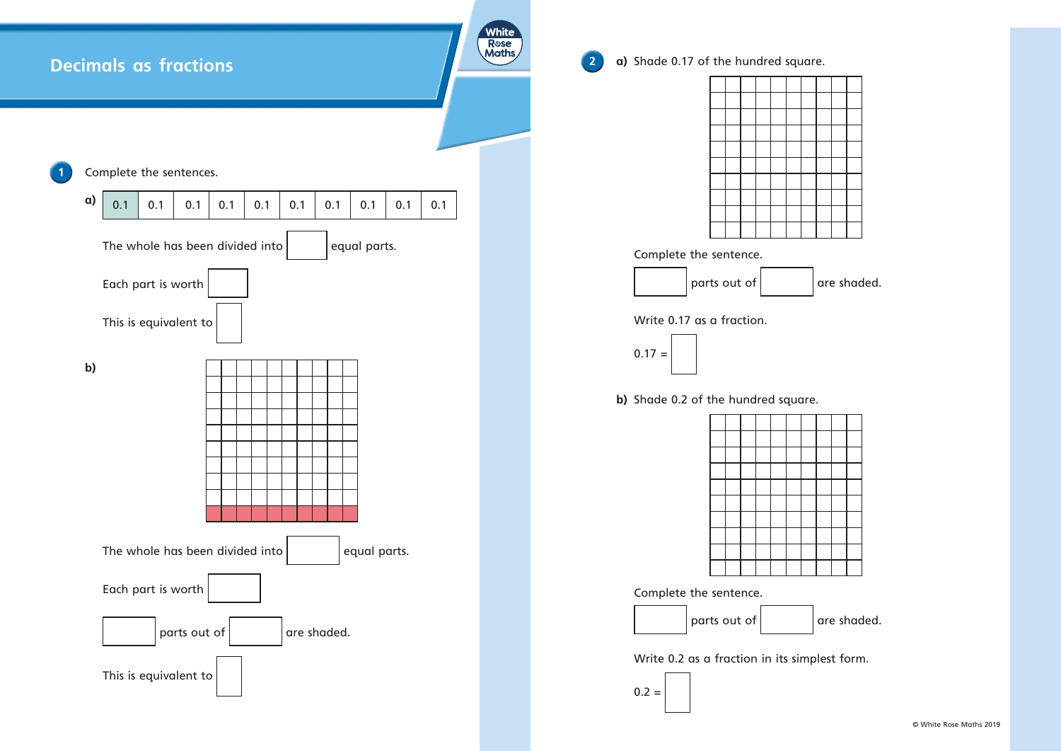# Decimals as fractions

**1** Complete the sentences.

**a)**

| 0.1 | 0.1 | 0.1 | 0.1 | 0.1 | 0.1 | 0.1 | 0.1 | 0.1 | 0.1 |
|---|---|---|---|---|---|---|---|---|---|

The whole has been divided into ☐ equal parts.

Each part is worth ☐

This is equivalent to ☐

**b)**

The whole has been divided into ☐ equal parts.

Each part is worth ☐

☐ parts out of ☐ are shaded.

This is equivalent to ☐

**2** **a)** Shade 0.17 of the hundred square.

Complete the sentence.

☐ parts out of ☐ are shaded.

Write 0.17 as a fraction.

0.17 = ☐

**b)** Shade 0.2 of the hundred square.

Complete the sentence.

☐ parts out of ☐ are shaded.

Write 0.2 as a fraction in its simplest form.

0.2 = ☐

© White Rose Maths 2019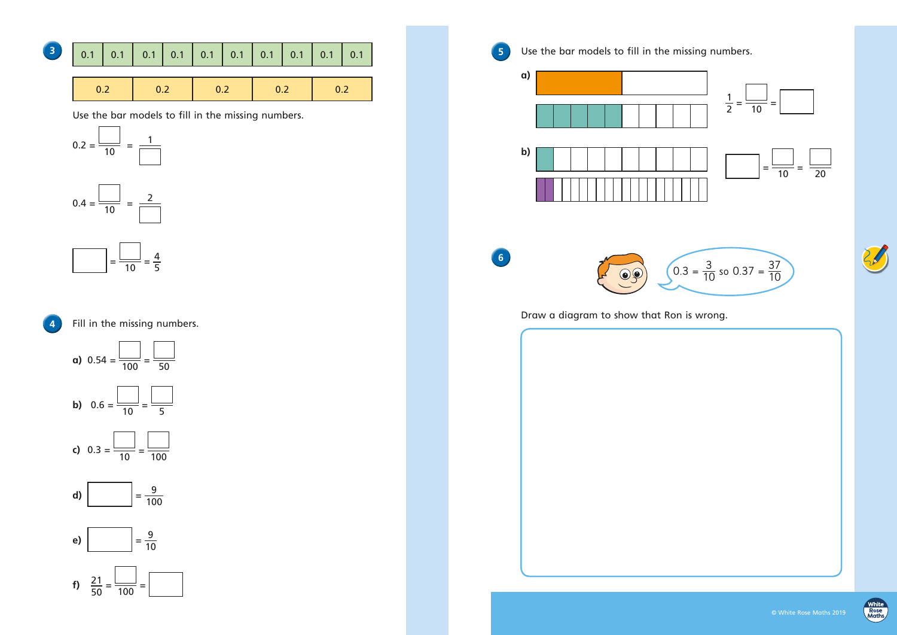**3**

| 0.1 | 0.1 | 0.1 | 0.1 | 0.1 | 0.1 | 0.1 | 0.1 | 0.1 | 0.1 |
|---|---|---|---|---|---|---|---|---|---|

| 0.2 | 0.2 | 0.2 | 0.2 | 0.2 |
|---|---|---|---|---|

Use the bar models to fill in the missing numbers.

$0.2 = \frac{\square}{10} = \frac{1}{\square}$

$0.4 = \frac{\square}{10} = \frac{2}{\square}$

$\square = \frac{\square}{10} = \frac{4}{5}$

**4** Fill in the missing numbers.

**a)** $0.54 = \frac{\square}{100} = \frac{\square}{50}$

**b)** $0.6 = \frac{\square}{10} = \frac{\square}{5}$

**c)** $0.3 = \frac{\square}{10} = \frac{\square}{100}$

**d)** $\square = \frac{9}{100}$

**e)** $\square = \frac{9}{10}$

**f)** $\frac{21}{50} = \frac{\square}{100} = \square$

**5** Use the bar models to fill in the missing numbers.

**a)** $\frac{1}{2} = \frac{\square}{10} = \square$

**b)** $\square = \frac{\square}{10} = \frac{\square}{20}$

**6**

$0.3 = \frac{3}{10}$ so $0.37 = \frac{37}{10}$

Draw a diagram to show that Ron is wrong.